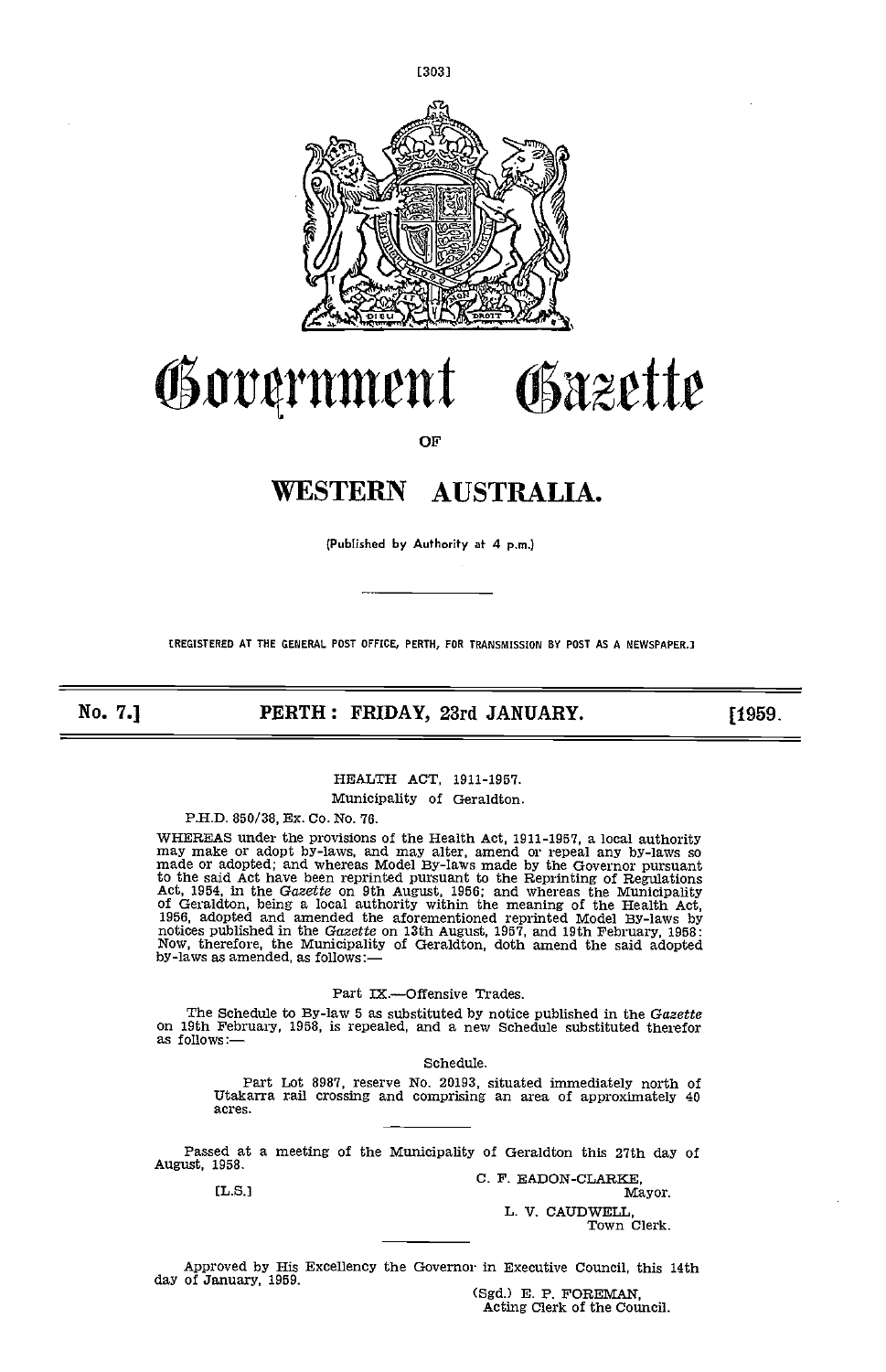# Government Gazette

OF

# WESTERN AUSTRALIA.

(Published by Authority at 4 p.m.)

[REGISTERED AT THE GENERAL POST OFFICE, PERTH, FOR TRANSMISSION BY POST AS A NEWSPAPER.]

**No. 7.] PERTH: FRIDAY, 23rd JANUARY. [1959.**

HEALTH ACT, 1911-1957.

Municipality of Geraldton.

P.H.D. 850/38, Ex. Co. No. 76.

WHEREAS under the provisions of the Health Act, 1911-1957, a local authority may make or adopt by-laws, and may alter, amend or repeal any by-laws so made or adopted; and whereas Model By-laws made by the Governor pursuant to the said Act have been reprinted pursuant to the Reprinting of Regulations Act, 1954, in the *Gazette* on 9th August, 1956; and whereas the Municipality of Geraldton, being a local authority within the meaning of the Health Act, 1956, adopted and amended the aforementioned reprinted Model By-laws by notices published in the *Gazette* on 13th August, 1957, and 19th February, 1958: Now, therefore, the Municipality of Geraldton, doth amend the said adopted by-laws as amended, as follows:—

Part IX.—Offensive Trades.

The Schedule to By-law 5 as substituted by notice published in the *Gazette* on 19th February, 1958, is repealed, and a new Schedule substituted therefor as follows:—

Schedule.

Part Lot 8987, reserve No. 20193, situated immediately north of Utakarra rail crossing and comprising an area of approximately 40 acres.

Passed at a meeting of the Municipality of Geraldton this 27th day of August, 1958.

[L.S.]

C. F. EADON-CLARKE,
Mayor.

L. V. CAUDWELL,
Town Clerk.

Approved by His Excellency the Governor in Executive Council, this 14th day of January, 1959.

(Sgd.) E. P. FOREMAN,
Acting Clerk of the Council.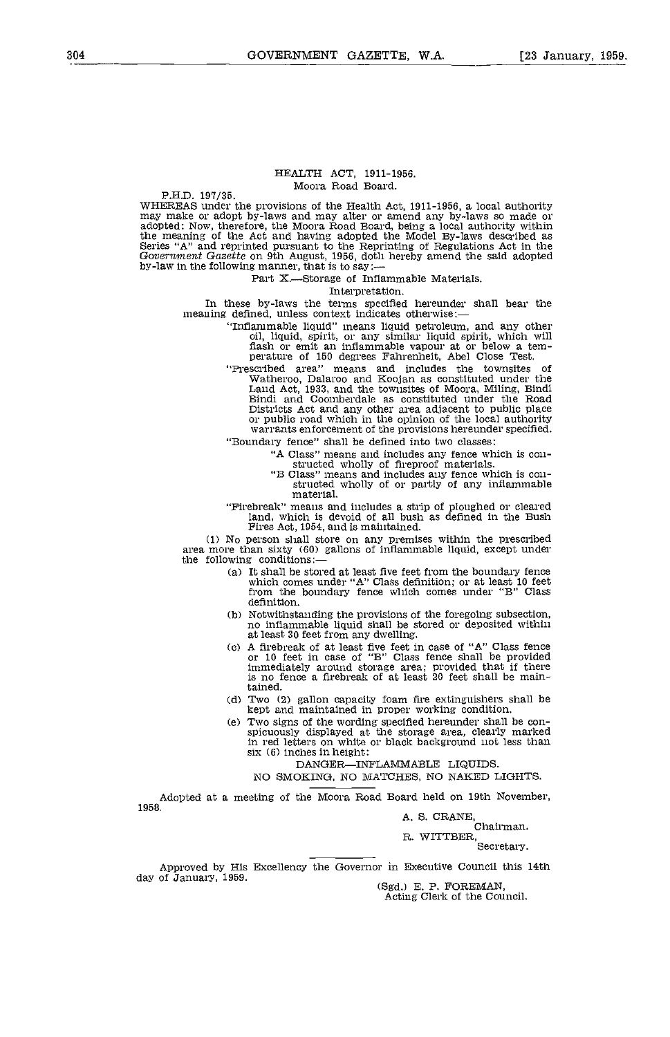## HEALTH ACT, 1911-1956.

### Moora Road Board.

P.H.D. 197/35.

WHEREAS under the provisions of the Health Act, 1911-1956, a local authority may make or adopt by-laws and may alter or amend any by-laws so made or adopted: Now, therefore, the Moora Road Board, being a local authority within the meaning of the Act and having adopted the Model By-laws described as Series "A" and reprinted pursuant to the Reprinting of Regulations Act in the *Government Gazette* on 9th August, 1956, doth hereby amend the said adopted by-law in the following manner, that is to say:—

Part X.—Storage of Inflammable Materials.

Interpretation.

In these by-laws the terms specified hereunder shall bear the meaning defined, unless context indicates otherwise:—

"Inflammable liquid" means liquid petroleum, and any other oil, liquid, spirit, or any similar liquid spirit, which will flash or emit an inflammable vapour at or below a temperature of 150 degrees Fahrenheit, Abel Close Test.

"Prescribed area" means and includes the townsites of Watheroo, Dalaroo and Koojan as constituted under the Land Act, 1933, and the townsites of Moora, Miling, Bindi Bindi and Coomberdale as constituted under the Road Districts Act and any other area adjacent to public place or public road which in the opinion of the local authority warrants enforcement of the provisions hereunder specified.

"Boundary fence" shall be defined into two classes:

"A Class" means and includes any fence which is constructed wholly of fireproof materials.

"B Class" means and includes any fence which is constructed wholly of or partly of any inflammable material.

"Firebreak" means and includes a strip of ploughed or cleared land, which is devoid of all bush as defined in the Bush Fires Act, 1954, and is maintained.

(1) No person shall store on any premises within the prescribed area more than sixty (60) gallons of inflammable liquid, except under the following conditions:—

(a) It shall be stored at least five feet from the boundary fence which comes under "A" Class definition; or at least 10 feet from the boundary fence which comes under "B" Class definition.

(b) Notwithstanding the provisions of the foregoing subsection, no inflammable liquid shall be stored or deposited within at least 30 feet from any dwelling.

(c) A firebreak of at least five feet in case of "A" Class fence or 10 feet in case of "B" Class fence shall be provided immediately around storage area; provided that if there is no fence a firebreak of at least 20 feet shall be maintained.

(d) Two (2) gallon capacity foam fire extinguishers shall be kept and maintained in proper working condition.

(e) Two signs of the wording specified hereunder shall be conspicuously displayed at the storage area, clearly marked in red letters on white or black background not less than six (6) inches in height:

DANGER—INFLAMMABLE LIQUIDS.

NO SMOKING, NO MATCHES, NO NAKED LIGHTS.

---

Adopted at a meeting of the Moora Road Board held on 19th November, 1958.

A. S. CRANE,
Chairman.

R. WITTBER,
Secretary.

---

Approved by His Excellency the Governor in Executive Council this 14th day of January, 1959.

(Sgd.) E. P. FOREMAN,
Acting Clerk of the Council.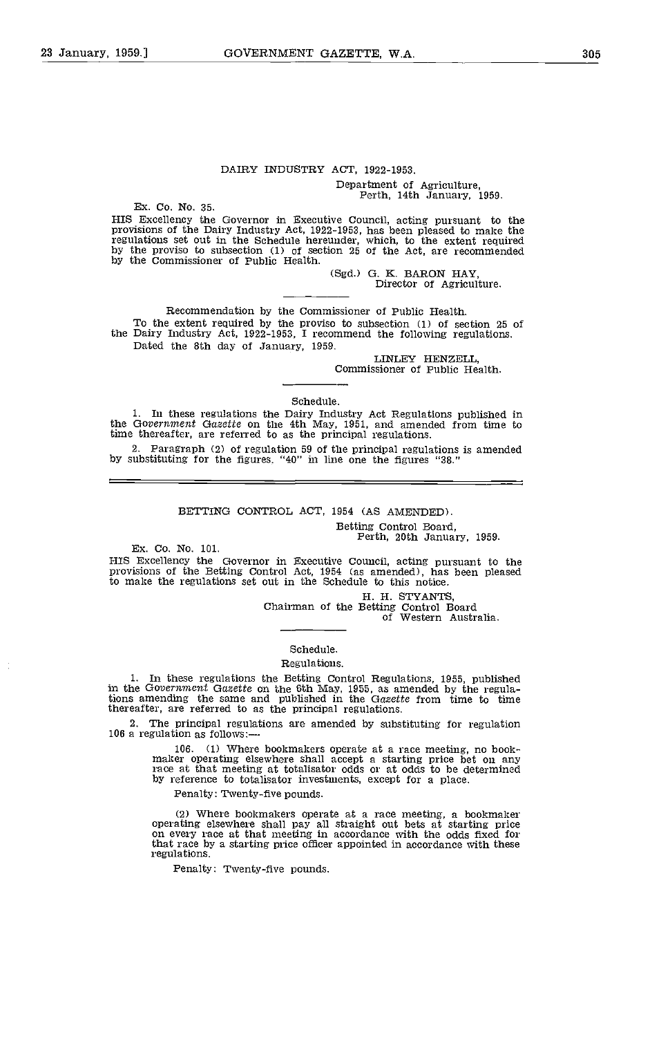## DAIRY INDUSTRY ACT, 1922-1953.

Department of Agriculture,
Perth, 14th January, 1959.

Ex. Co. No. 35.

HIS Excellency the Governor in Executive Council, acting pursuant to the provisions of the Dairy Industry Act, 1922-1953, has been pleased to make the regulations set out in the Schedule hereunder, which, to the extent required by the proviso to subsection (1) of section 25 of the Act, are recommended by the Commissioner of Public Health.

(Sgd.) G. K. BARON HAY,
Director of Agriculture.

---

Recommendation by the Commissioner of Public Health.

To the extent required by the proviso to subsection (1) of section 25 of the Dairy Industry Act, 1922-1953, I recommend the following regulations.

Dated the 8th day of January, 1959.

LINLEY HENZELL,
Commissioner of Public Health.

---

Schedule.

1. In these regulations the Dairy Industry Act Regulations published in the *Government Gazette* on the 4th May, 1951, and amended from time to time thereafter, are referred to as the principal regulations.

2. Paragraph (2) of regulation 59 of the principal regulations is amended by substituting for the figures "40" in line one the figures "38."

---

## BETTING CONTROL ACT, 1954 (AS AMENDED).

Betting Control Board,
Perth, 20th January, 1959.

Ex. Co. No. 101.

HIS Excellency the Governor in Executive Council, acting pursuant to the provisions of the Betting Control Act, 1954 (as amended), has been pleased to make the regulations set out in the Schedule to this notice.

H. H. STYANTS,
Chairman of the Betting Control Board
of Western Australia.

---

Schedule.

Regulations.

1. In these regulations the Betting Control Regulations, 1955, published in the *Government Gazette* on the 6th May, 1955, as amended by the regulations amending the same and published in the *Gazette* from time to time thereafter, are referred to as the principal regulations.

2. The principal regulations are amended by substituting for regulation 106 a regulation as follows:—

> 106. (1) Where bookmakers operate at a race meeting, no bookmaker operating elsewhere shall accept a starting price bet on any race at that meeting at totalisator odds or at odds to be determined by reference to totalisator investments, except for a place.
>
> Penalty: Twenty-five pounds.
>
> (2) Where bookmakers operate at a race meeting, a bookmaker operating elsewhere shall pay all straight out bets at starting price on every race at that meeting in accordance with the odds fixed for that race by a starting price officer appointed in accordance with these regulations.
>
> Penalty: Twenty-five pounds.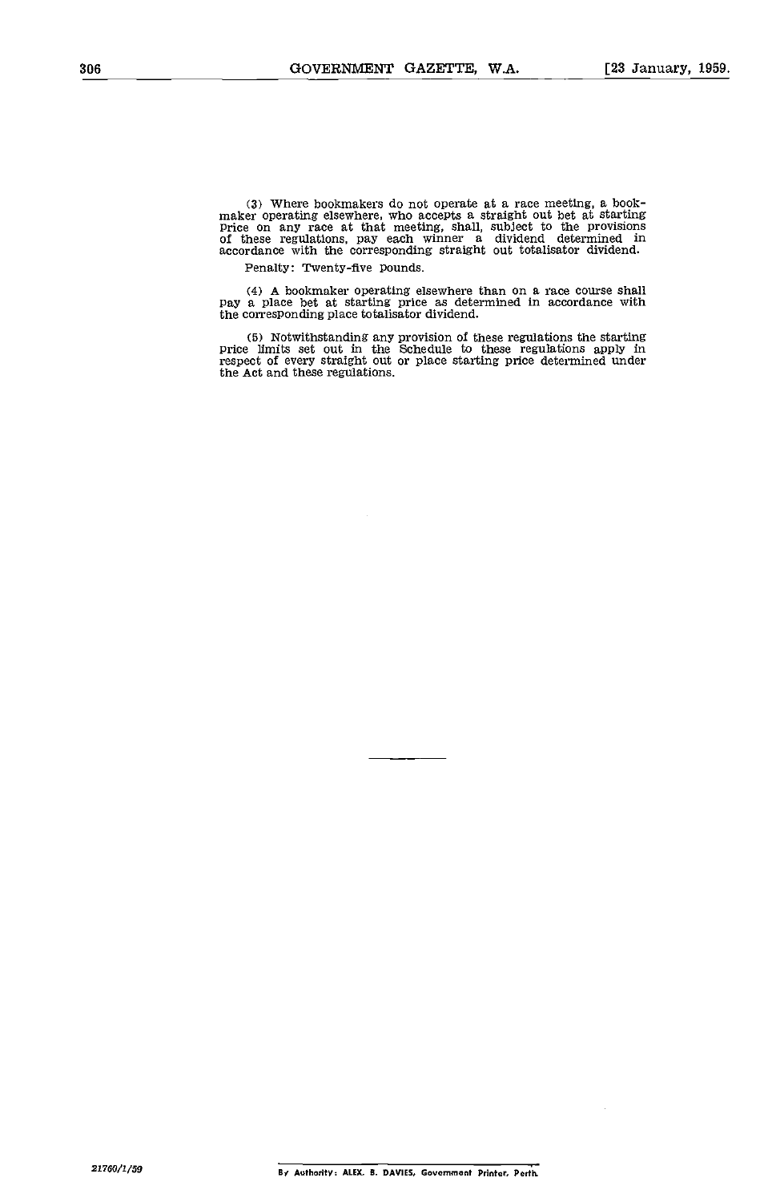(3) Where bookmakers do not operate at a race meeting, a bookmaker operating elsewhere, who accepts a straight out bet at starting price on any race at that meeting, shall, subject to the provisions of these regulations, pay each winner a dividend determined in accordance with the corresponding straight out totalisator dividend.

Penalty: Twenty-five pounds.

(4) A bookmaker operating elsewhere than on a race course shall pay a place bet at starting price as determined in accordance with the corresponding place totalisator dividend.

(5) Notwithstanding any provision of these regulations the starting price limits set out in the Schedule to these regulations apply in respect of every straight out or place starting price determined under the Act and these regulations.

---

21760/1/59

By Authority: ALEX. B. DAVIES, Government Printer, Perth.